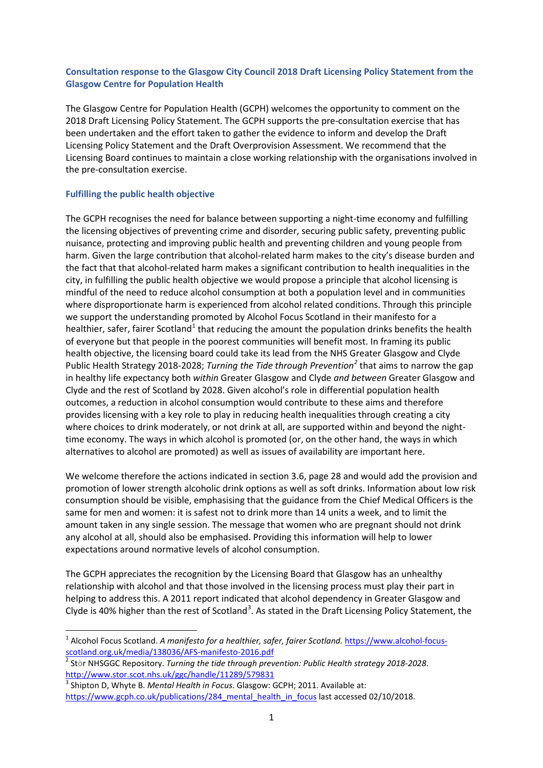## Consultation response to the Glasgow City Council 2018 Draft Licensing Policy Statement from the Glasgow Centre for Population Health

The Glasgow Centre for Population Health (GCPH) welcomes the opportunity to comment on the 2018 Draft Licensing Policy Statement. The GCPH supports the pre-consultation exercise that has been undertaken and the effort taken to gather the evidence to inform and develop the Draft Licensing Policy Statement and the Draft Overprovision Assessment. We recommend that the Licensing Board continues to maintain a close working relationship with the organisations involved in the pre-consultation exercise.

### Fulfilling the public health objective

The GCPH recognises the need for balance between supporting a night-time economy and fulfilling the licensing objectives of preventing crime and disorder, securing public safety, preventing public nuisance, protecting and improving public health and preventing children and young people from harm. Given the large contribution that alcohol-related harm makes to the city's disease burden and the fact that that alcohol-related harm makes a significant contribution to health inequalities in the city, in fulfilling the public health objective we would propose a principle that alcohol licensing is mindful of the need to reduce alcohol consumption at both a population level and in communities where disproportionate harm is experienced from alcohol related conditions. Through this principle we support the understanding promoted by Alcohol Focus Scotland in their manifesto for a healthier, safer, fairer Scotland[1] that reducing the amount the population drinks benefits the health of everyone but that people in the poorest communities will benefit most. In framing its public health objective, the licensing board could take its lead from the NHS Greater Glasgow and Clyde Public Health Strategy 2018-2028; *Turning the Tide through Prevention*[2] that aims to narrow the gap in healthy life expectancy both *within* Greater Glasgow and Clyde *and between* Greater Glasgow and Clyde and the rest of Scotland by 2028. Given alcohol's role in differential population health outcomes, a reduction in alcohol consumption would contribute to these aims and therefore provides licensing with a key role to play in reducing health inequalities through creating a city where choices to drink moderately, or not drink at all, are supported within and beyond the night-time economy. The ways in which alcohol is promoted (or, on the other hand, the ways in which alternatives to alcohol are promoted) as well as issues of availability are important here.

We welcome therefore the actions indicated in section 3.6, page 28 and would add the provision and promotion of lower strength alcoholic drink options as well as soft drinks. Information about low risk consumption should be visible, emphasising that the guidance from the Chief Medical Officers is the same for men and women: it is safest not to drink more than 14 units a week, and to limit the amount taken in any single session. The message that women who are pregnant should not drink any alcohol at all, should also be emphasised. Providing this information will help to lower expectations around normative levels of alcohol consumption.

The GCPH appreciates the recognition by the Licensing Board that Glasgow has an unhealthy relationship with alcohol and that those involved in the licensing process must play their part in helping to address this. A 2011 report indicated that alcohol dependency in Greater Glasgow and Clyde is 40% higher than the rest of Scotland[3]. As stated in the Draft Licensing Policy Statement, the

---

[1] Alcohol Focus Scotland. *A manifesto for a healthier, safer, fairer Scotland.* https://www.alcohol-focus-scotland.org.uk/media/138036/AFS-manifesto-2016.pdf

[2] Stòr NHSGGC Repository. *Turning the tide through prevention: Public Health strategy 2018-2028*. http://www.stor.scot.nhs.uk/ggc/handle/11289/579831

[3] Shipton D, Whyte B. *Mental Health in Focus*. Glasgow: GCPH; 2011. Available at: https://www.gcph.co.uk/publications/284_mental_health_in_focus last accessed 02/10/2018.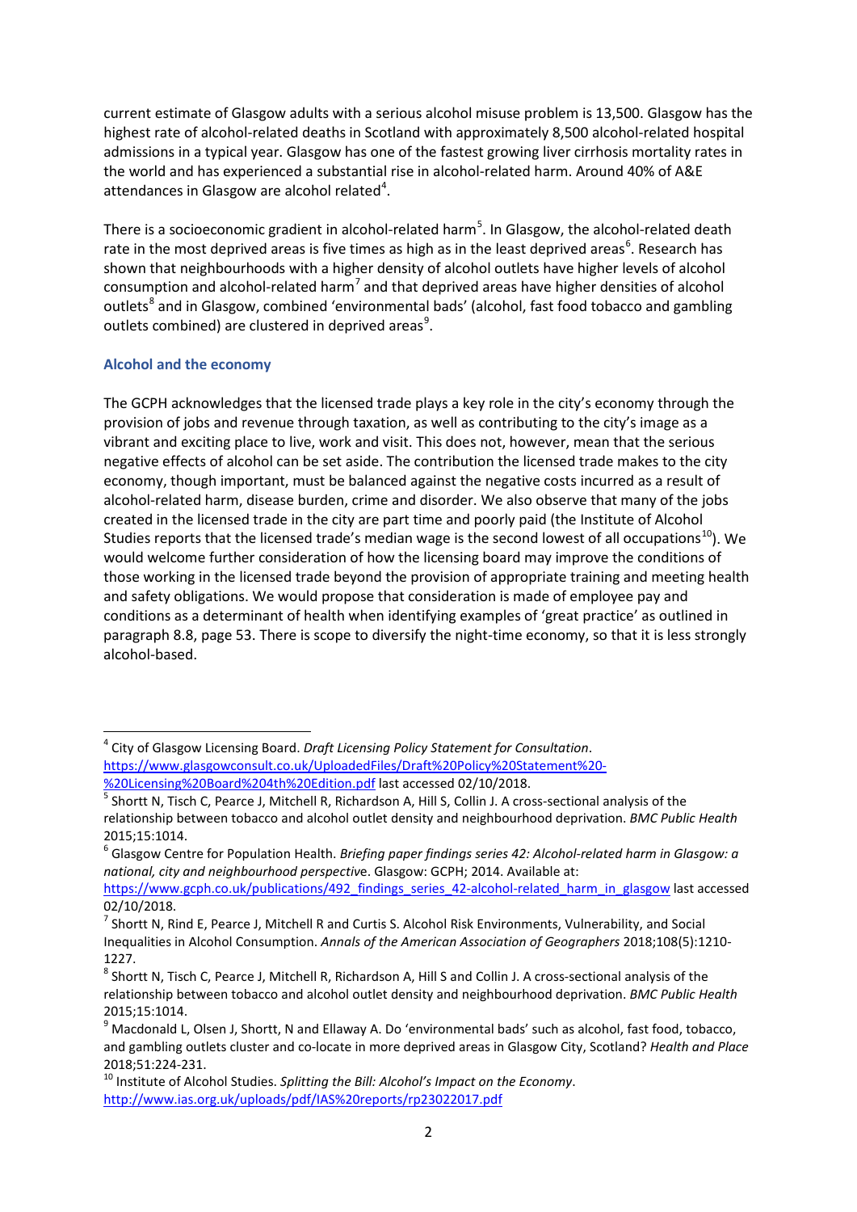current estimate of Glasgow adults with a serious alcohol misuse problem is 13,500. Glasgow has the highest rate of alcohol-related deaths in Scotland with approximately 8,500 alcohol-related hospital admissions in a typical year. Glasgow has one of the fastest growing liver cirrhosis mortality rates in the world and has experienced a substantial rise in alcohol-related harm. Around 40% of A&E attendances in Glasgow are alcohol related[4].

There is a socioeconomic gradient in alcohol-related harm[5]. In Glasgow, the alcohol-related death rate in the most deprived areas is five times as high as in the least deprived areas[6]. Research has shown that neighbourhoods with a higher density of alcohol outlets have higher levels of alcohol consumption and alcohol-related harm[7] and that deprived areas have higher densities of alcohol outlets[8] and in Glasgow, combined 'environmental bads' (alcohol, fast food tobacco and gambling outlets combined) are clustered in deprived areas[9].

### Alcohol and the economy

The GCPH acknowledges that the licensed trade plays a key role in the city's economy through the provision of jobs and revenue through taxation, as well as contributing to the city's image as a vibrant and exciting place to live, work and visit. This does not, however, mean that the serious negative effects of alcohol can be set aside. The contribution the licensed trade makes to the city economy, though important, must be balanced against the negative costs incurred as a result of alcohol-related harm, disease burden, crime and disorder. We also observe that many of the jobs created in the licensed trade in the city are part time and poorly paid (the Institute of Alcohol Studies reports that the licensed trade's median wage is the second lowest of all occupations[10]). We would welcome further consideration of how the licensing board may improve the conditions of those working in the licensed trade beyond the provision of appropriate training and meeting health and safety obligations. We would propose that consideration is made of employee pay and conditions as a determinant of health when identifying examples of 'great practice' as outlined in paragraph 8.8, page 53. There is scope to diversify the night-time economy, so that it is less strongly alcohol-based.

---

[4] City of Glasgow Licensing Board. *Draft Licensing Policy Statement for Consultation*. https://www.glasgowconsult.co.uk/UploadedFiles/Draft%20Policy%20Statement%20-%20Licensing%20Board%204th%20Edition.pdf last accessed 02/10/2018.

[5] Shortt N, Tisch C, Pearce J, Mitchell R, Richardson A, Hill S, Collin J. A cross-sectional analysis of the relationship between tobacco and alcohol outlet density and neighbourhood deprivation. *BMC Public Health* 2015;15:1014.

[6] Glasgow Centre for Population Health. *Briefing paper findings series 42: Alcohol-related harm in Glasgow: a national, city and neighbourhood perspective*. Glasgow: GCPH; 2014. Available at: https://www.gcph.co.uk/publications/492_findings_series_42-alcohol-related_harm_in_glasgow last accessed 02/10/2018.

[7] Shortt N, Rind E, Pearce J, Mitchell R and Curtis S. Alcohol Risk Environments, Vulnerability, and Social Inequalities in Alcohol Consumption. *Annals of the American Association of Geographers* 2018;108(5):1210-1227.

[8] Shortt N, Tisch C, Pearce J, Mitchell R, Richardson A, Hill S and Collin J. A cross-sectional analysis of the relationship between tobacco and alcohol outlet density and neighbourhood deprivation. *BMC Public Health* 2015;15:1014.

[9] Macdonald L, Olsen J, Shortt, N and Ellaway A. Do 'environmental bads' such as alcohol, fast food, tobacco, and gambling outlets cluster and co-locate in more deprived areas in Glasgow City, Scotland? *Health and Place* 2018;51:224-231.

[10] Institute of Alcohol Studies. *Splitting the Bill: Alcohol's Impact on the Economy*. http://www.ias.org.uk/uploads/pdf/IAS%20reports/rp23022017.pdf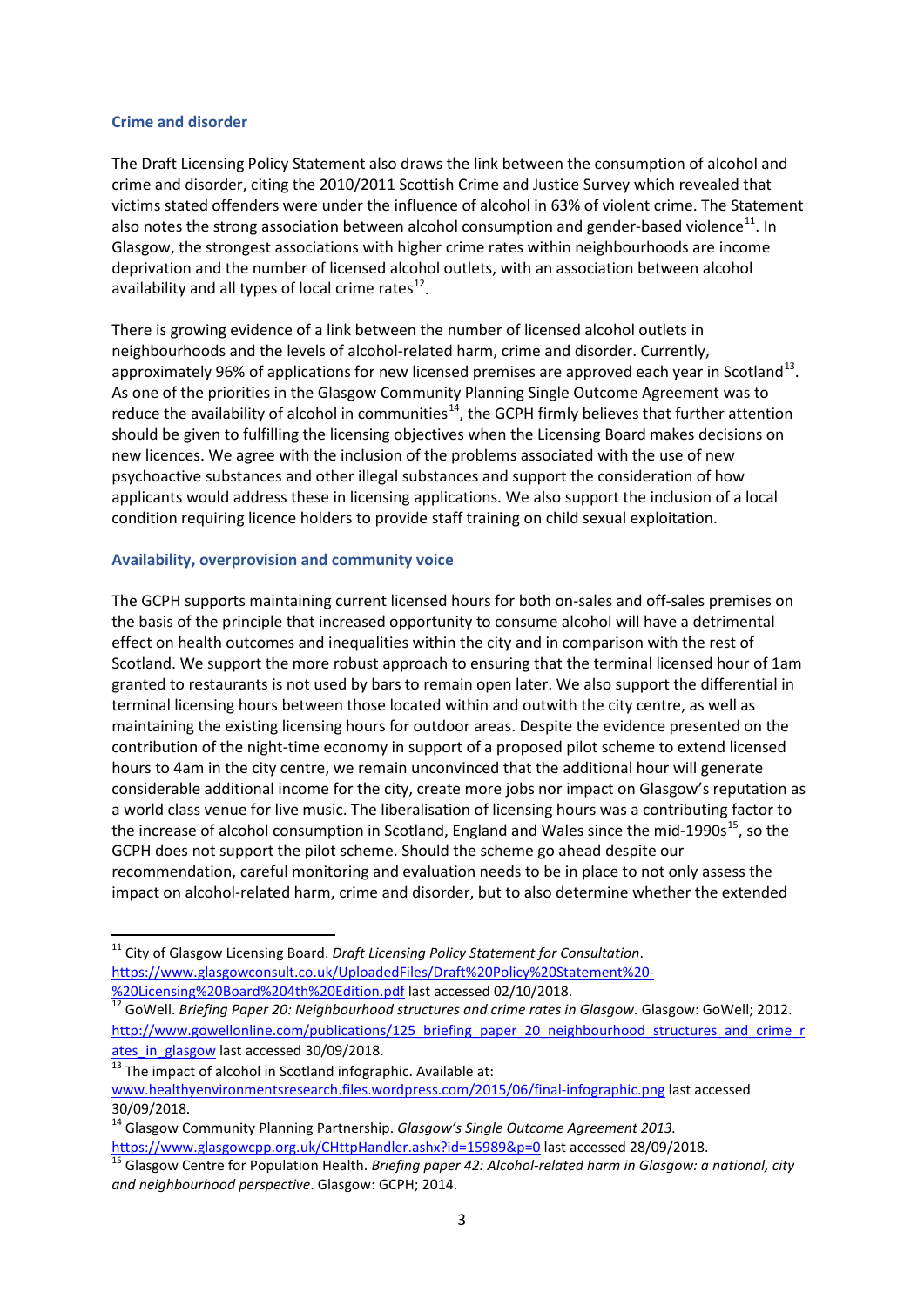### Crime and disorder

The Draft Licensing Policy Statement also draws the link between the consumption of alcohol and crime and disorder, citing the 2010/2011 Scottish Crime and Justice Survey which revealed that victims stated offenders were under the influence of alcohol in 63% of violent crime. The Statement also notes the strong association between alcohol consumption and gender-based violence[11]. In Glasgow, the strongest associations with higher crime rates within neighbourhoods are income deprivation and the number of licensed alcohol outlets, with an association between alcohol availability and all types of local crime rates[12].

There is growing evidence of a link between the number of licensed alcohol outlets in neighbourhoods and the levels of alcohol-related harm, crime and disorder. Currently, approximately 96% of applications for new licensed premises are approved each year in Scotland[13]. As one of the priorities in the Glasgow Community Planning Single Outcome Agreement was to reduce the availability of alcohol in communities[14], the GCPH firmly believes that further attention should be given to fulfilling the licensing objectives when the Licensing Board makes decisions on new licences. We agree with the inclusion of the problems associated with the use of new psychoactive substances and other illegal substances and support the consideration of how applicants would address these in licensing applications. We also support the inclusion of a local condition requiring licence holders to provide staff training on child sexual exploitation.

### Availability, overprovision and community voice

The GCPH supports maintaining current licensed hours for both on-sales and off-sales premises on the basis of the principle that increased opportunity to consume alcohol will have a detrimental effect on health outcomes and inequalities within the city and in comparison with the rest of Scotland. We support the more robust approach to ensuring that the terminal licensed hour of 1am granted to restaurants is not used by bars to remain open later. We also support the differential in terminal licensing hours between those located within and outwith the city centre, as well as maintaining the existing licensing hours for outdoor areas. Despite the evidence presented on the contribution of the night-time economy in support of a proposed pilot scheme to extend licensed hours to 4am in the city centre, we remain unconvinced that the additional hour will generate considerable additional income for the city, create more jobs nor impact on Glasgow's reputation as a world class venue for live music. The liberalisation of licensing hours was a contributing factor to the increase of alcohol consumption in Scotland, England and Wales since the mid-1990s[15], so the GCPH does not support the pilot scheme. Should the scheme go ahead despite our recommendation, careful monitoring and evaluation needs to be in place to not only assess the impact on alcohol-related harm, crime and disorder, but to also determine whether the extended

---

[11] City of Glasgow Licensing Board. *Draft Licensing Policy Statement for Consultation*. https://www.glasgowconsult.co.uk/UploadedFiles/Draft%20Policy%20Statement%20-%20Licensing%20Board%204th%20Edition.pdf last accessed 02/10/2018.

[12] GoWell. *Briefing Paper 20: Neighbourhood structures and crime rates in Glasgow*. Glasgow: GoWell; 2012. http://www.gowellonline.com/publications/125_briefing_paper_20_neighbourhood_structures_and_crime_rates_in_glasgow last accessed 30/09/2018.

[13] The impact of alcohol in Scotland infographic. Available at: www.healthyenvironmentsresearch.files.wordpress.com/2015/06/final-infographic.png last accessed 30/09/2018.

[14] Glasgow Community Planning Partnership. *Glasgow's Single Outcome Agreement 2013*. https://www.glasgowcpp.org.uk/CHttpHandler.ashx?id=15989&p=0 last accessed 28/09/2018.

[15] Glasgow Centre for Population Health. *Briefing paper 42: Alcohol-related harm in Glasgow: a national, city and neighbourhood perspective*. Glasgow: GCPH; 2014.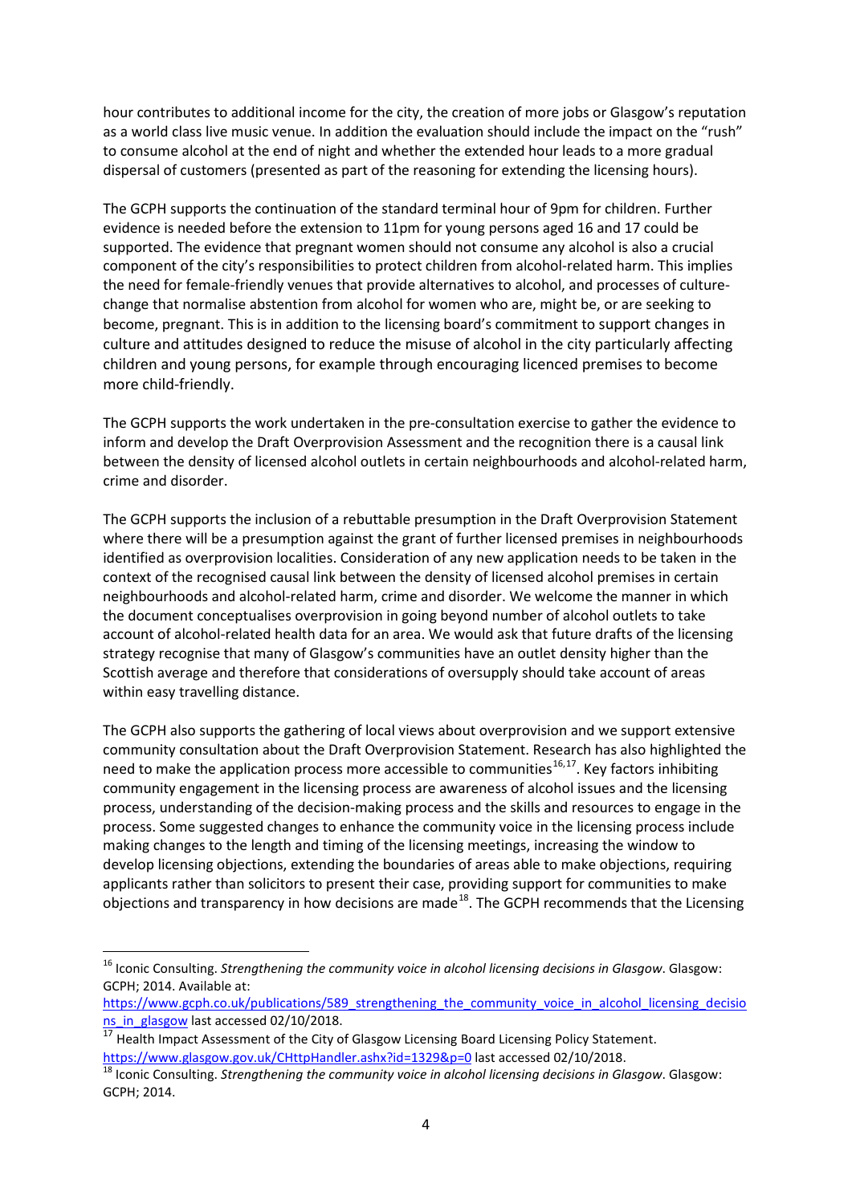hour contributes to additional income for the city, the creation of more jobs or Glasgow's reputation as a world class live music venue. In addition the evaluation should include the impact on the "rush" to consume alcohol at the end of night and whether the extended hour leads to a more gradual dispersal of customers (presented as part of the reasoning for extending the licensing hours).

The GCPH supports the continuation of the standard terminal hour of 9pm for children. Further evidence is needed before the extension to 11pm for young persons aged 16 and 17 could be supported. The evidence that pregnant women should not consume any alcohol is also a crucial component of the city's responsibilities to protect children from alcohol-related harm. This implies the need for female-friendly venues that provide alternatives to alcohol, and processes of culture-change that normalise abstention from alcohol for women who are, might be, or are seeking to become, pregnant. This is in addition to the licensing board's commitment to support changes in culture and attitudes designed to reduce the misuse of alcohol in the city particularly affecting children and young persons, for example through encouraging licenced premises to become more child-friendly.

The GCPH supports the work undertaken in the pre-consultation exercise to gather the evidence to inform and develop the Draft Overprovision Assessment and the recognition there is a causal link between the density of licensed alcohol outlets in certain neighbourhoods and alcohol-related harm, crime and disorder.

The GCPH supports the inclusion of a rebuttable presumption in the Draft Overprovision Statement where there will be a presumption against the grant of further licensed premises in neighbourhoods identified as overprovision localities. Consideration of any new application needs to be taken in the context of the recognised causal link between the density of licensed alcohol premises in certain neighbourhoods and alcohol-related harm, crime and disorder. We welcome the manner in which the document conceptualises overprovision in going beyond number of alcohol outlets to take account of alcohol-related health data for an area. We would ask that future drafts of the licensing strategy recognise that many of Glasgow's communities have an outlet density higher than the Scottish average and therefore that considerations of oversupply should take account of areas within easy travelling distance.

The GCPH also supports the gathering of local views about overprovision and we support extensive community consultation about the Draft Overprovision Statement. Research has also highlighted the need to make the application process more accessible to communities[16,17]. Key factors inhibiting community engagement in the licensing process are awareness of alcohol issues and the licensing process, understanding of the decision-making process and the skills and resources to engage in the process. Some suggested changes to enhance the community voice in the licensing process include making changes to the length and timing of the licensing meetings, increasing the window to develop licensing objections, extending the boundaries of areas able to make objections, requiring applicants rather than solicitors to present their case, providing support for communities to make objections and transparency in how decisions are made[18]. The GCPH recommends that the Licensing

---

[16] Iconic Consulting. *Strengthening the community voice in alcohol licensing decisions in Glasgow*. Glasgow: GCPH; 2014. Available at: https://www.gcph.co.uk/publications/589_strengthening_the_community_voice_in_alcohol_licensing_decisions_in_glasgow last accessed 02/10/2018.

[17] Health Impact Assessment of the City of Glasgow Licensing Board Licensing Policy Statement. https://www.glasgow.gov.uk/CHttpHandler.ashx?id=1329&p=0 last accessed 02/10/2018.

[18] Iconic Consulting. *Strengthening the community voice in alcohol licensing decisions in Glasgow*. Glasgow: GCPH; 2014.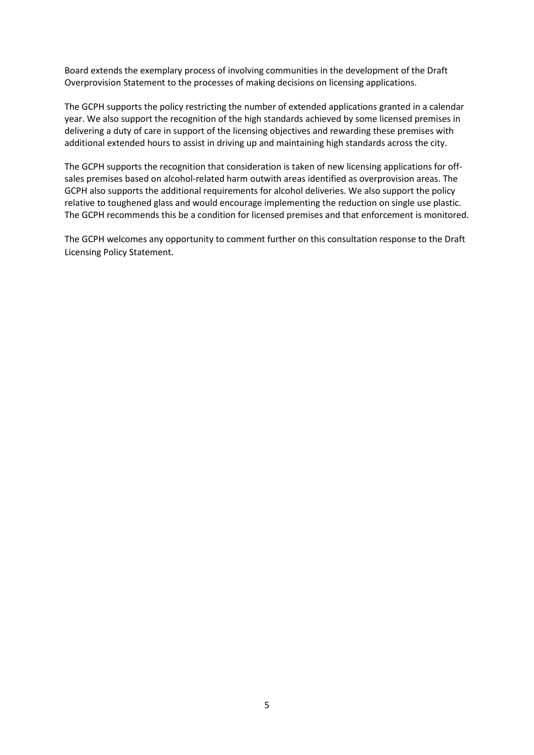Board extends the exemplary process of involving communities in the development of the Draft Overprovision Statement to the processes of making decisions on licensing applications.

The GCPH supports the policy restricting the number of extended applications granted in a calendar year. We also support the recognition of the high standards achieved by some licensed premises in delivering a duty of care in support of the licensing objectives and rewarding these premises with additional extended hours to assist in driving up and maintaining high standards across the city.

The GCPH supports the recognition that consideration is taken of new licensing applications for off-sales premises based on alcohol-related harm outwith areas identified as overprovision areas. The GCPH also supports the additional requirements for alcohol deliveries. We also support the policy relative to toughened glass and would encourage implementing the reduction on single use plastic. The GCPH recommends this be a condition for licensed premises and that enforcement is monitored.

The GCPH welcomes any opportunity to comment further on this consultation response to the Draft Licensing Policy Statement.